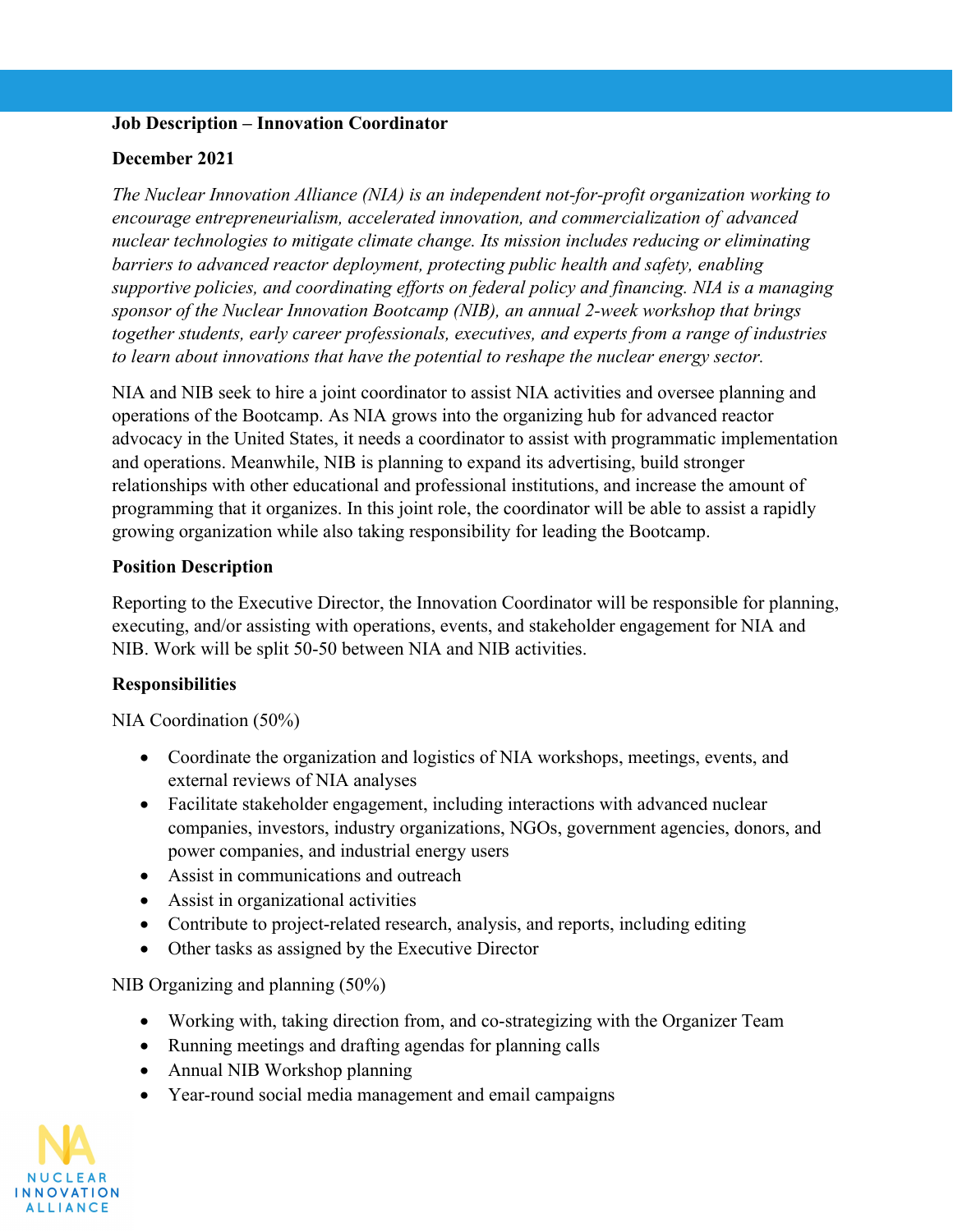**Job Description – Innovation Coordinator**

**December 2021**

*The Nuclear Innovation Alliance (NIA) is an independent not-for-profit organization working to encourage entrepreneurialism, accelerated innovation, and commercialization of advanced nuclear technologies to mitigate climate change. Its mission includes reducing or eliminating barriers to advanced reactor deployment, protecting public health and safety, enabling supportive policies, and coordinating efforts on federal policy and financing. NIA is a managing sponsor of the Nuclear Innovation Bootcamp (NIB), an annual 2-week workshop that brings together students, early career professionals, executives, and experts from a range of industries to learn about innovations that have the potential to reshape the nuclear energy sector.*

NIA and NIB seek to hire a joint coordinator to assist NIA activities and oversee planning and operations of the Bootcamp. As NIA grows into the organizing hub for advanced reactor advocacy in the United States, it needs a coordinator to assist with programmatic implementation and operations. Meanwhile, NIB is planning to expand its advertising, build stronger relationships with other educational and professional institutions, and increase the amount of programming that it organizes. In this joint role, the coordinator will be able to assist a rapidly growing organization while also taking responsibility for leading the Bootcamp.

**Position Description**

Reporting to the Executive Director, the Innovation Coordinator will be responsible for planning, executing, and/or assisting with operations, events, and stakeholder engagement for NIA and NIB. Work will be split 50-50 between NIA and NIB activities.

**Responsibilities**

NIA Coordination (50%)

- Coordinate the organization and logistics of NIA workshops, meetings, events, and external reviews of NIA analyses
- Facilitate stakeholder engagement, including interactions with advanced nuclear companies, investors, industry organizations, NGOs, government agencies, donors, and power companies, and industrial energy users
- Assist in communications and outreach
- Assist in organizational activities
- Contribute to project-related research, analysis, and reports, including editing
- Other tasks as assigned by the Executive Director

NIB Organizing and planning (50%)

- Working with, taking direction from, and co-strategizing with the Organizer Team
- Running meetings and drafting agendas for planning calls
- Annual NIB Workshop planning
- Year-round social media management and email campaigns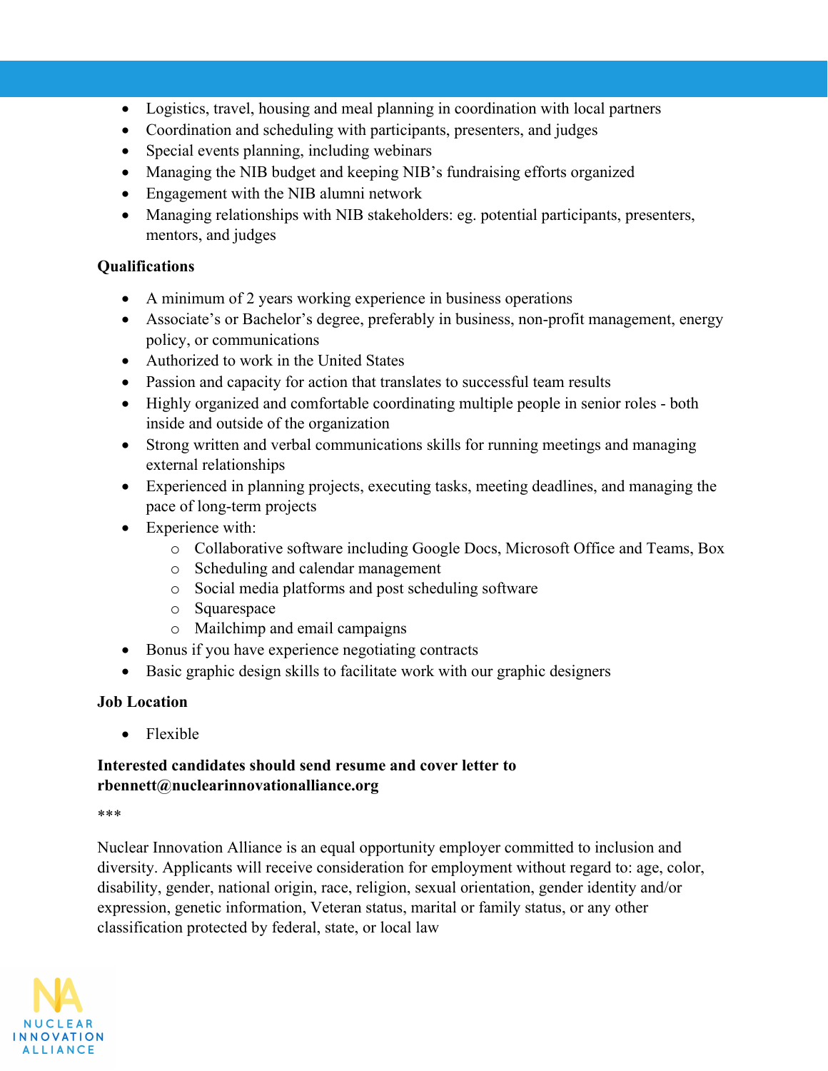- Logistics, travel, housing and meal planning in coordination with local partners
- Coordination and scheduling with participants, presenters, and judges
- Special events planning, including webinars
- Managing the NIB budget and keeping NIB's fundraising efforts organized
- Engagement with the NIB alumni network
- Managing relationships with NIB stakeholders: eg. potential participants, presenters, mentors, and judges

**Qualifications**

- A minimum of 2 years working experience in business operations
- Associate's or Bachelor's degree, preferably in business, non-profit management, energy policy, or communications
- Authorized to work in the United States
- Passion and capacity for action that translates to successful team results
- Highly organized and comfortable coordinating multiple people in senior roles - both inside and outside of the organization
- Strong written and verbal communications skills for running meetings and managing external relationships
- Experienced in planning projects, executing tasks, meeting deadlines, and managing the pace of long-term projects
- Experience with:
    - Collaborative software including Google Docs, Microsoft Office and Teams, Box
    - Scheduling and calendar management
    - Social media platforms and post scheduling software
    - Squarespace
    - Mailchimp and email campaigns
- Bonus if you have experience negotiating contracts
- Basic graphic design skills to facilitate work with our graphic designers

**Job Location**

- Flexible

**Interested candidates should send resume and cover letter to rbennett@nuclearinnovationalliance.org**

***

Nuclear Innovation Alliance is an equal opportunity employer committed to inclusion and diversity. Applicants will receive consideration for employment without regard to: age, color, disability, gender, national origin, race, religion, sexual orientation, gender identity and/or expression, genetic information, Veteran status, marital or family status, or any other classification protected by federal, state, or local law

NUCLEAR INNOVATION ALLIANCE